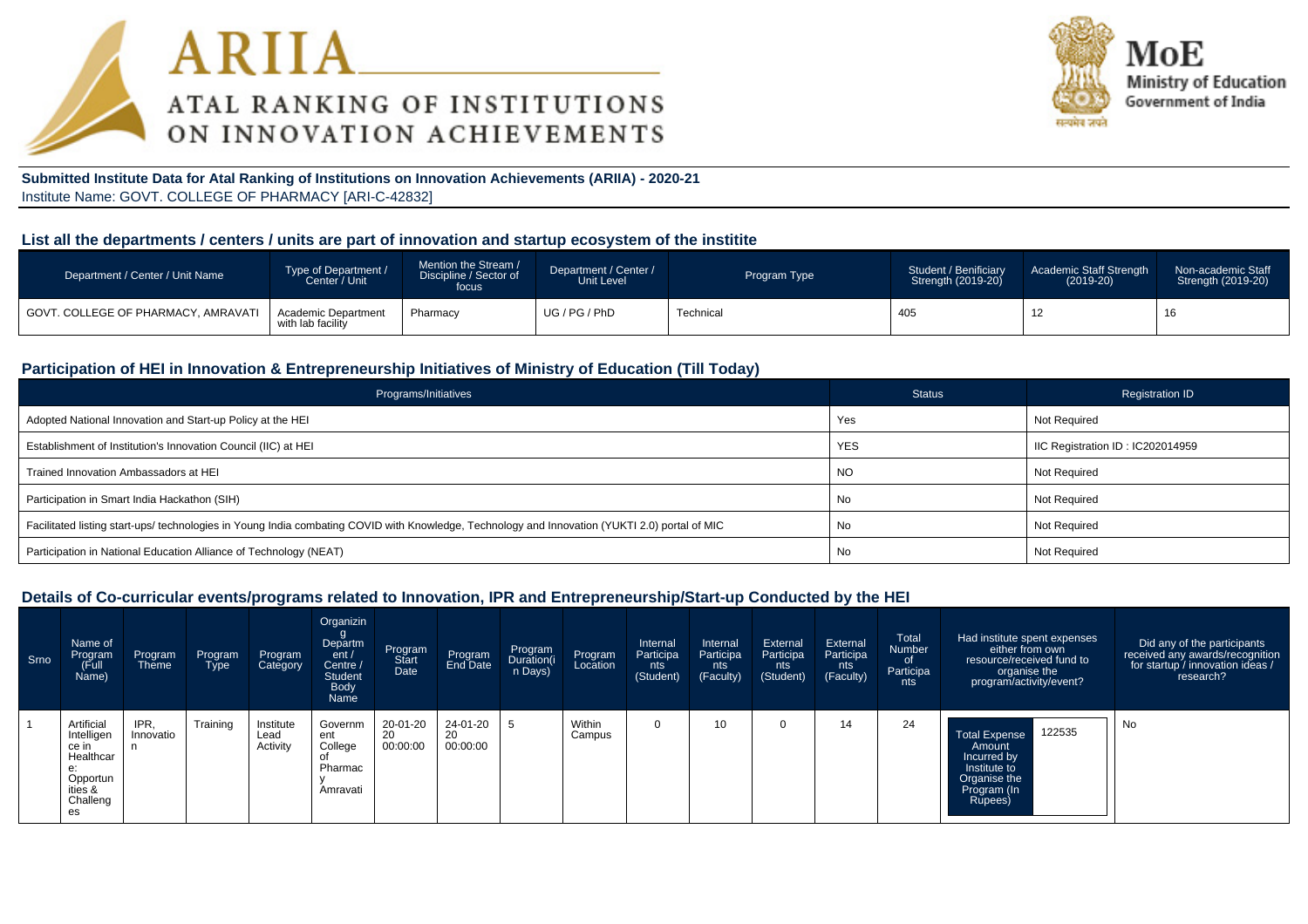ARIIA
ATAL RANKING OF INSTITUTIONS ON INNOVATION ACHIEVEMENTS

MoE
Ministry of Education
Government of India

**Submitted Institute Data for Atal Ranking of Institutions on Innovation Achievements (ARIIA) - 2020-21**
Institute Name: GOVT. COLLEGE OF PHARMACY [ARI-C-42832]

## List all the departments / centers / units are part of innovation and startup ecosystem of the institite

| Department / Center / Unit Name | Type of Department / Center / Unit | Mention the Stream / Discipline / Sector of focus | Department / Center / Unit Level | Program Type | Student / Benificiary Strength (2019-20) | Academic Staff Strength (2019-20) | Non-academic Staff Strength (2019-20) |
|---|---|---|---|---|---|---|---|
| GOVT. COLLEGE OF PHARMACY, AMRAVATI | Academic Department with lab facility | Pharmacy | UG / PG / PhD | Technical | 405 | 12 | 16 |

## Participation of HEI in Innovation & Entrepreneurship Initiatives of Ministry of Education (Till Today)

| Programs/Initiatives | Status | Registration ID |
|---|---|---|
| Adopted National Innovation and Start-up Policy at the HEI | Yes | Not Required |
| Establishment of Institution's Innovation Council (IIC) at HEI | YES | IIC Registration ID : IC202014959 |
| Trained Innovation Ambassadors at HEI | NO | Not Required |
| Participation in Smart India Hackathon (SIH) | No | Not Required |
| Facilitated listing start-ups/ technologies in Young India combating COVID with Knowledge, Technology and Innovation (YUKTI 2.0) portal of MIC | No | Not Required |
| Participation in National Education Alliance of Technology (NEAT) | No | Not Required |

## Details of Co-curricular events/programs related to Innovation, IPR and Entrepreneurship/Start-up Conducted by the HEI

| Srno | Name of Program (Full Name) | Program Theme | Program Type | Program Category | Organizing Department / Centre / Student Body Name | Program Start Date | Program End Date | Program Duration(in Days) | Program Location | Internal Participants (Student) | Internal Participants (Faculty) | External Participants (Student) | External Participants (Faculty) | Total Number of Participants | Had institute spent expenses either from own resource/received fund to organise the program/activity/event? | Did any of the participants received any awards/recognition for startup / innovation ideas / research? |
|---|---|---|---|---|---|---|---|---|---|---|---|---|---|---|---|---|
| 1 | Artificial Intelligence in Healthcare: Opportunities & Challenges | IPR, Innovation | Training | Institute Lead Activity | Government College of Pharmacy Amravati | 20-01-2020 00:00:00 | 24-01-2020 00:00:00 | 5 | Within Campus | 0 | 10 | 0 | 14 | 24 | Total Expense Amount Incurred by Institute to Organise the Program (In Rupees): 122535 | No |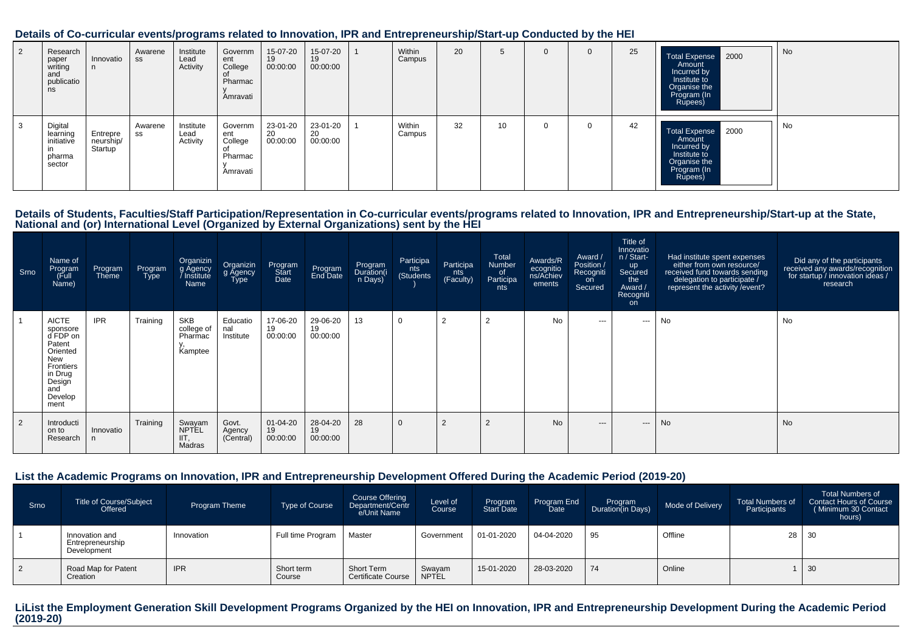### Details of Co-curricular events/programs related to Innovation, IPR and Entrepreneurship/Start-up Conducted by the HEI

| | | | | | | | | | | | | | | | | |
|---|---|---|---|---|---|---|---|---|---|---|---|---|---|---|---|---|
| 2 | Research paper writing and publications | Innovation | Awareness | Institute Lead Activity | Government College of Pharmacy Amravati | 15-07-2019 00:00:00 | 15-07-2019 00:00:00 | 1 | Within Campus | 20 | 5 | 0 | 0 | 25 | Total Expense Amount Incurred by Institute to Organise the Program (In Rupees): 2000 | No |
| 3 | Digital learning initiative in pharma sector | Entrepreneurship/Startup | Awareness | Institute Lead Activity | Government College of Pharmacy Amravati | 23-01-2020 00:00:00 | 23-01-2020 00:00:00 | 1 | Within Campus | 32 | 10 | 0 | 0 | 42 | Total Expense Amount Incurred by Institute to Organise the Program (In Rupees): 2000 | No |

### Details of Students, Faculties/Staff Participation/Representation in Co-curricular events/programs related to Innovation, IPR and Entrepreneurship/Start-up at the State, National and (or) International Level (Organized by External Organizations) sent by the HEI

| Srno | Name of Program (Full Name) | Program Theme | Program Type | Organizing Agency / Institute Name | Organizing Agency Type | Program Start Date | Program End Date | Program Duration(in Days) | Participants (Students) | Participants (Faculty) | Total Number of Participants | Awards/Recognitions/Achievements | Award / Position / Recognition Secured | Title of Innovation / Start-up Secured the Award / Recognition | Had institute spent expenses either from own resource/ received fund towards sending delegation to participate / represent the activity /event? | Did any of the participants received any awards/recognition for startup / innovation ideas / research |
|---|---|---|---|---|---|---|---|---|---|---|---|---|---|---|---|---|
| 1 | AICTE sponsored FDP on Patent Oriented New Frontiers in Drug Design and Development | IPR | Training | SKB college of Pharmacy, Kamptee | Educational Institute | 17-06-2019 00:00:00 | 29-06-2019 00:00:00 | 13 | 0 | 2 | 2 | No | --- | --- | No | No |
| 2 | Introduction to Research | Innovation | Training | Swayam NPTEL IIT, Madras | Govt. Agency (Central) | 01-04-2019 00:00:00 | 28-04-2019 00:00:00 | 28 | 0 | 2 | 2 | No | --- | --- | No | No |

### List the Academic Programs on Innovation, IPR and Entrepreneurship Development Offered During the Academic Period (2019-20)

| Srno | Title of Course/Subject Offered | Program Theme | Type of Course | Course Offering Department/Centre/Unit Name | Level of Course | Program Start Date | Program End Date | Program Duration(in Days) | Mode of Delivery | Total Numbers of Participants | Total Numbers of Contact Hours of Course ( Minimum 30 Contact hours) |
|---|---|---|---|---|---|---|---|---|---|---|---|
| 1 | Innovation and Entrepreneurship Development | Innovation | Full time Program | Master | Government | 01-01-2020 | 04-04-2020 | 95 | Offline | 28 | 30 |
| 2 | Road Map for Patent Creation | IPR | Short term Course | Short Term Certificate Course | Swayam NPTEL | 15-01-2020 | 28-03-2020 | 74 | Online | 1 | 30 |

### LiList the Employment Generation Skill Development Programs Organized by the HEI on Innovation, IPR and Entrepreneurship Development During the Academic Period (2019-20)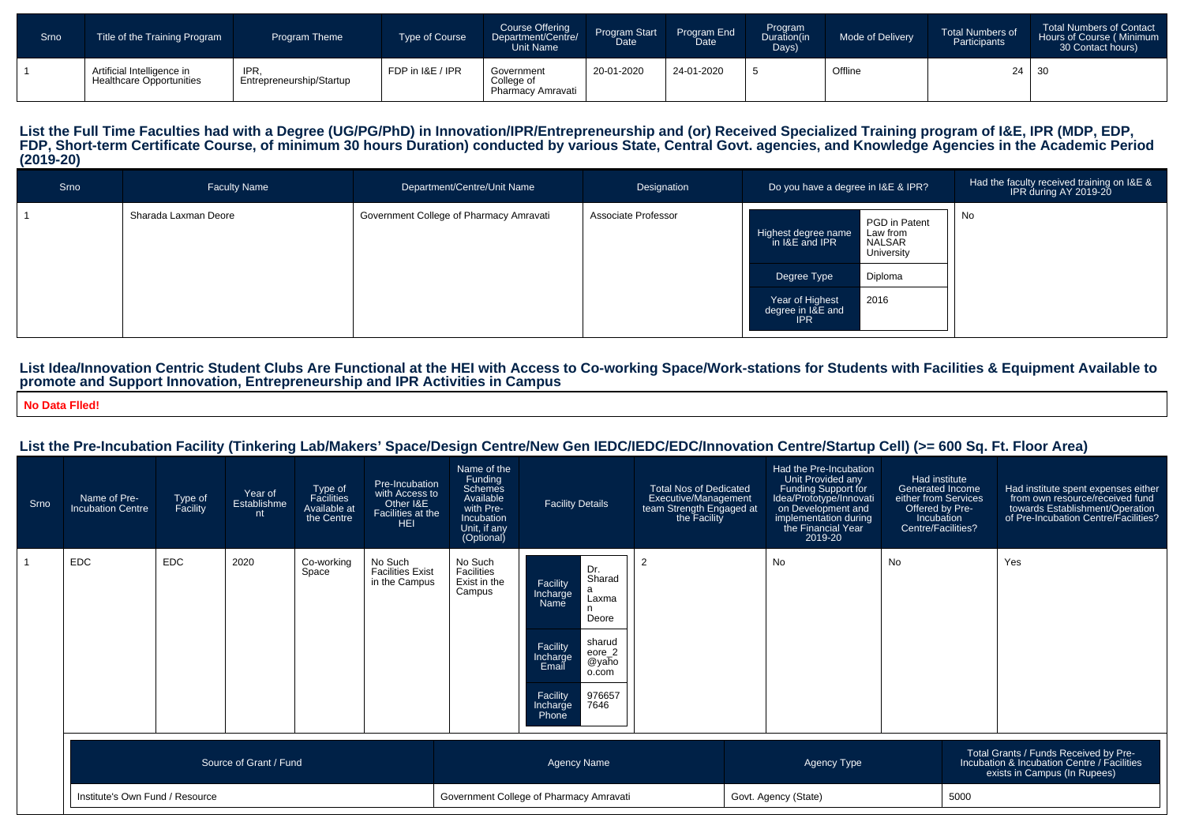| Srno | Title of the Training Program | Program Theme | Type of Course | Course Offering Department/Centre/ Unit Name | Program Start Date | Program End Date | Program Duration(in Days) | Mode of Delivery | Total Numbers of Participants | Total Numbers of Contact Hours of Course ( Minimum 30 Contact hours) |
|---|---|---|---|---|---|---|---|---|---|---|
| 1 | Artificial Intelligence in Healthcare Opportunities | IPR, Entrepreneurship/Startup | FDP in I&E / IPR | Government College of Pharmacy Amravati | 20-01-2020 | 24-01-2020 | 5 | Offline | 24 | 30 |

## List the Full Time Faculties had with a Degree (UG/PG/PhD) in Innovation/IPR/Entrepreneurship and (or) Received Specialized Training program of I&E, IPR (MDP, EDP, FDP, Short-term Certificate Course, of minimum 30 hours Duration) conducted by various State, Central Govt. agencies, and Knowledge Agencies in the Academic Period (2019-20)

| Srno | Faculty Name | Department/Centre/Unit Name | Designation | Do you have a degree in I&E & IPR? | Had the faculty received training on I&E & IPR during AY 2019-20 |
|---|---|---|---|---|---|
| 1 | Sharada Laxman Deore | Government College of Pharmacy Amravati | Associate Professor | Highest degree name in I&E and IPR: PGD in Patent Law from NALSAR University; Degree Type: Diploma; Year of Highest degree in I&E and IPR: 2016 | No |

## List Idea/Innovation Centric Student Clubs Are Functional at the HEI with Access to Co-working Space/Work-stations for Students with Facilities & Equipment Available to promote and Support Innovation, Entrepreneurship and IPR Activities in Campus

**No Data Flled!**

## List the Pre-Incubation Facility (Tinkering Lab/Makers' Space/Design Centre/New Gen IEDC/IEDC/EDC/Innovation Centre/Startup Cell) (>= 600 Sq. Ft. Floor Area)

| Srno | Name of Pre-Incubation Centre | Type of Facility | Year of Establishment | Type of Facilities Available at the Centre | Pre-Incubation with Access to Other I&E Facilities at the HEI | Name of the Funding Schemes Available with Pre-Incubation Unit, if any (Optional) | Facility Details | Total Nos of Dedicated Executive/Management team Strength Engaged at the Facility | Had the Pre-Incubation Unit Provided any Funding Support for Idea/Prototype/Innovation on Development and implementation during the Financial Year 2019-20 | Had institute Generated Income either from Services Offered by Pre-Incubation Centre/Facilities? | Had institute spent expenses either from own resource/received fund towards Establishment/Operation of Pre-Incubation Centre/Facilities? |
|---|---|---|---|---|---|---|---|---|---|---|---|
| 1 | EDC | EDC | 2020 | Co-working Space | No Such Facilities Exist in the Campus | No Such Facilities Exist in the Campus | Facility Incharge Name: Dr. Sharada Laxman Deore; Facility Incharge Email: sharudeore_2@yahoo.com; Facility Incharge Phone: 9766577646 | 2 | No | No | Yes |

| Source of Grant / Fund | Agency Name | Agency Type | Total Grants / Funds Received by Pre-Incubation & Incubation Centre / Facilities exists in Campus (In Rupees) |
|---|---|---|---|
| Institute's Own Fund / Resource | Government College of Pharmacy Amravati | Govt. Agency (State) | 5000 |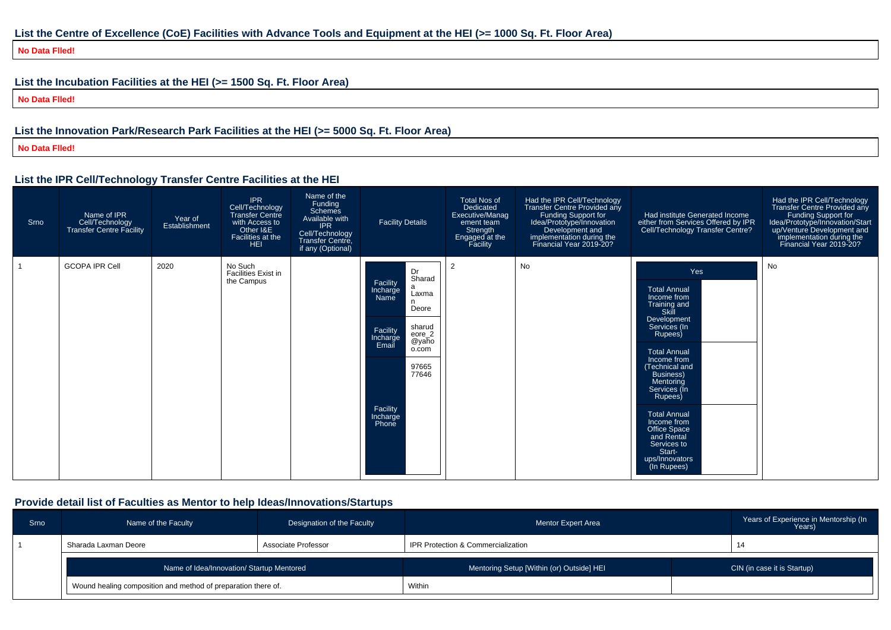## List the Centre of Excellence (CoE) Facilities with Advance Tools and Equipment at the HEI (>= 1000 Sq. Ft. Floor Area)

**No Data Flled!**

## List the Incubation Facilities at the HEI (>= 1500 Sq. Ft. Floor Area)

**No Data Flled!**

## List the Innovation Park/Research Park Facilities at the HEI (>= 5000 Sq. Ft. Floor Area)

**No Data Flled!**

## List the IPR Cell/Technology Transfer Centre Facilities at the HEI

| Srno | Name of IPR Cell/Technology Transfer Centre Facility | Year of Establishment | IPR Cell/Technology Transfer Centre with Access to Other I&E Facilities at the HEI | Name of the Funding Schemes Available with IPR Cell/Technology Transfer Centre, if any (Optional) | Facility Details | Total Nos of Dedicated Executive/Management team Strength Engaged at the Facility | Had the IPR Cell/Technology Transfer Centre Provided any Funding Support for Idea/Prototype/Innovation Development and implementation during the Financial Year 2019-20? | Had institute Generated Income either from Services Offered by IPR Cell/Technology Transfer Centre? | Had the IPR Cell/Technology Transfer Centre Provided any Funding Support for Idea/Prototype/Innovation/Start up/Venture Development and implementation during the Financial Year 2019-20? |
|---|---|---|---|---|---|---|---|---|---|
| 1 | GCOPA IPR Cell | 2020 | No Such Facilities Exist in the Campus | | Facility Incharge Name: Dr Sharada Laxman Deore<br>Facility Incharge Email: sharudeore_2@yahoo.com<br>Facility Incharge Phone: 9766577646 | 2 | No | Yes<br>Total Annual Income from Training and Skill Development Services (In Rupees):<br>Total Annual Income from (Technical and Business) Mentoring Services (In Rupees):<br>Total Annual Income from Office Space and Rental Services to Start-ups/Innovators (In Rupees): | No |

## Provide detail list of Faculties as Mentor to help Ideas/Innovations/Startups

| Srno | Name of the Faculty | Designation of the Faculty | Mentor Expert Area | Years of Experience in Mentorship (In Years) |
|---|---|---|---|---|
| 1 | Sharada Laxman Deore | Associate Professor | IPR Protection & Commercialization | 14 |

| Name of Idea/Innovation/ Startup Mentored | Mentoring Setup [Within (or) Outside] HEI | CIN (in case it is Startup) |
|---|---|---|
| Wound healing composition and method of preparation there of. | Within | |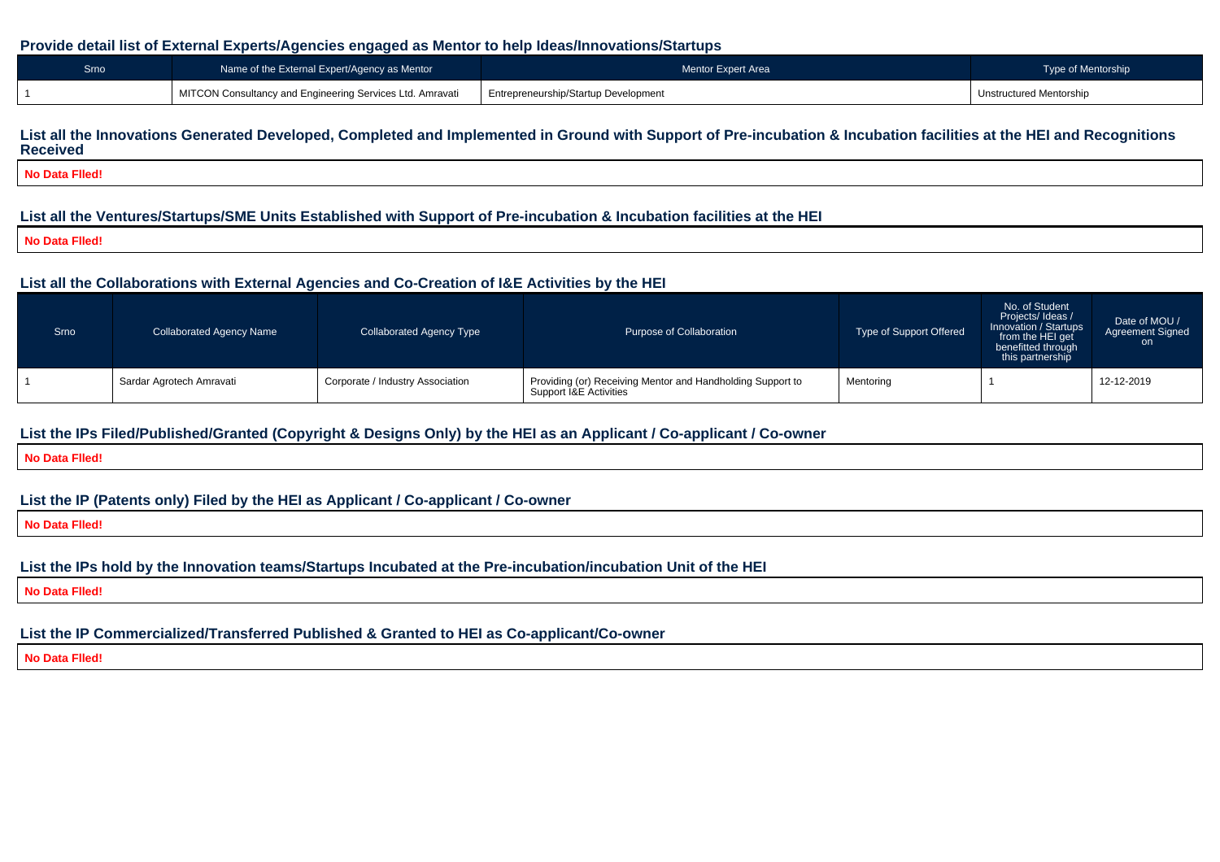### Provide detail list of External Experts/Agencies engaged as Mentor to help Ideas/Innovations/Startups

| Srno | Name of the External Expert/Agency as Mentor | Mentor Expert Area | Type of Mentorship |
|---|---|---|---|
| 1 | MITCON Consultancy and Engineering Services Ltd. Amravati | Entrepreneurship/Startup Development | Unstructured Mentorship |

### List all the Innovations Generated Developed, Completed and Implemented in Ground with Support of Pre-incubation & Incubation facilities at the HEI and Recognitions Received

**No Data FIled!**

### List all the Ventures/Startups/SME Units Established with Support of Pre-incubation & Incubation facilities at the HEI

**No Data FIled!**

### List all the Collaborations with External Agencies and Co-Creation of I&E Activities by the HEI

| Srno | Collaborated Agency Name | Collaborated Agency Type | Purpose of Collaboration | Type of Support Offered | No. of Student Projects/ Ideas / Innovation / Startups from the HEI get benefitted through this partnership | Date of MOU / Agreement Signed on |
|---|---|---|---|---|---|---|
| 1 | Sardar Agrotech Amravati | Corporate / Industry Association | Providing (or) Receiving Mentor and Handholding Support to Support I&E Activities | Mentoring | 1 | 12-12-2019 |

### List the IPs Filed/Published/Granted (Copyright & Designs Only) by the HEI as an Applicant / Co-applicant / Co-owner

**No Data FIled!**

### List the IP (Patents only) Filed by the HEI as Applicant / Co-applicant / Co-owner

**No Data FIled!**

### List the IPs hold by the Innovation teams/Startups Incubated at the Pre-incubation/incubation Unit of the HEI

**No Data FIled!**

### List the IP Commercialized/Transferred Published & Granted to HEI as Co-applicant/Co-owner

**No Data FIled!**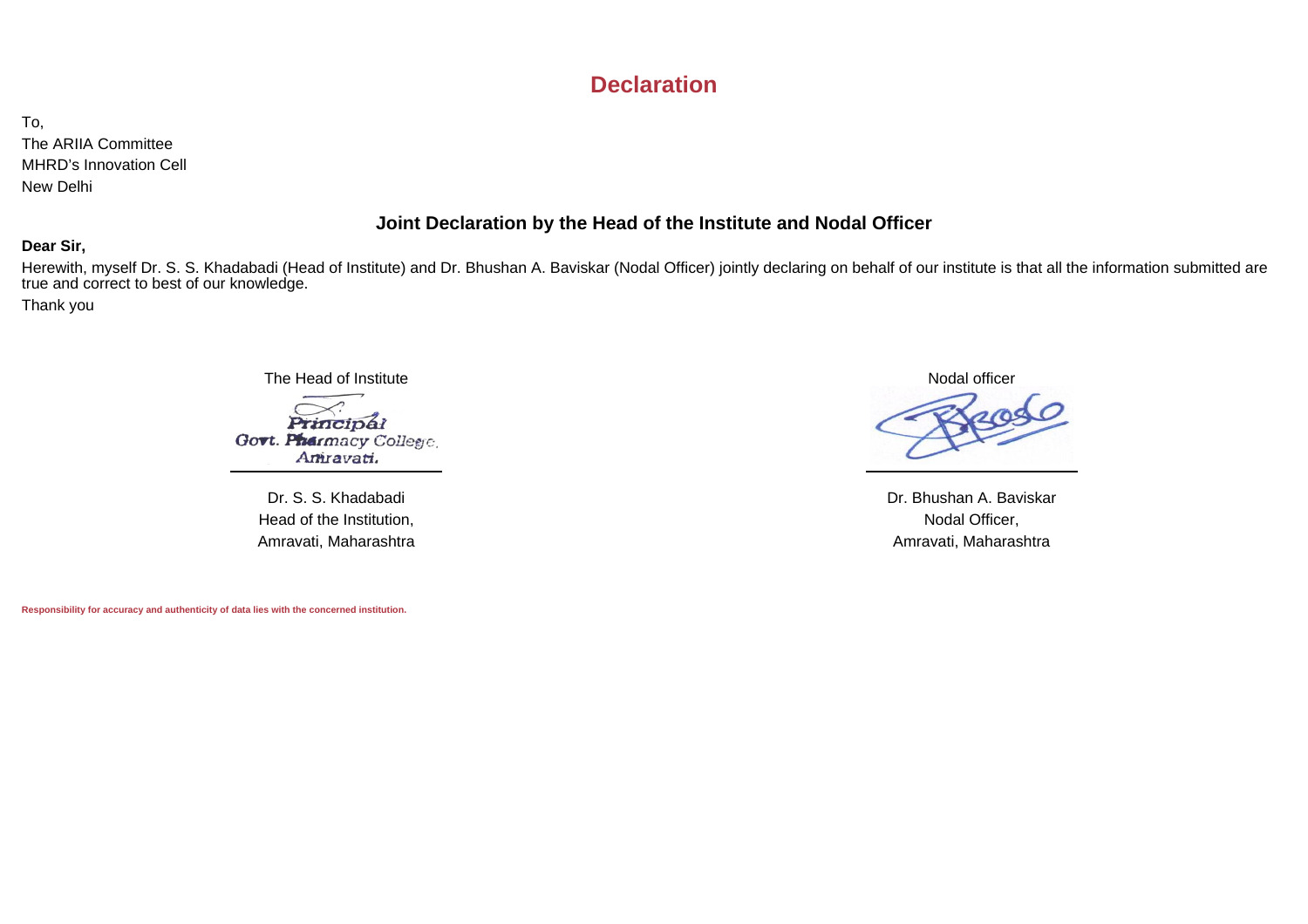# Declaration

To,
The ARIIA Committee
MHRD's Innovation Cell
New Delhi

## Joint Declaration by the Head of the Institute and Nodal Officer

**Dear Sir,**

Herewith, myself Dr. S. S. Khadabadi (Head of Institute) and Dr. Bhushan A. Baviskar (Nodal Officer) jointly declaring on behalf of our institute is that all the information submitted are true and correct to best of our knowledge.

Thank you

The Head of Institute

Principal
Govt. Pharmacy College,
Amravati.

Dr. S. S. Khadabadi
Head of the Institution,
Amravati, Maharashtra

Nodal officer

Dr. Bhushan A. Baviskar
Nodal Officer,
Amravati, Maharashtra

**Responsibility for accuracy and authenticity of data lies with the concerned institution.**